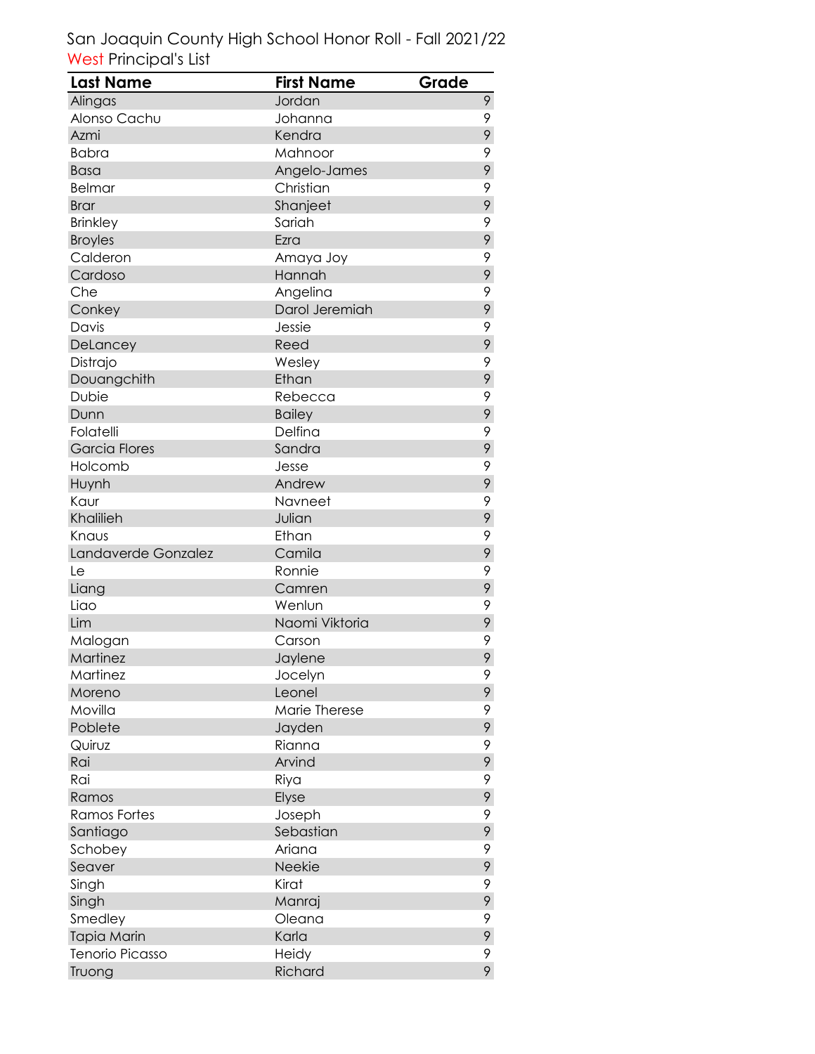San Joaquin County High School Honor Roll - Fall 2021/22

West Principal's List

| Last Name | First Name | Grade |
|---|---|---|
| Alingas | Jordan | 9 |
| Alonso Cachu | Johanna | 9 |
| Azmi | Kendra | 9 |
| Babra | Mahnoor | 9 |
| Basa | Angelo-James | 9 |
| Belmar | Christian | 9 |
| Brar | Shanjeet | 9 |
| Brinkley | Sariah | 9 |
| Broyles | Ezra | 9 |
| Calderon | Amaya Joy | 9 |
| Cardoso | Hannah | 9 |
| Che | Angelina | 9 |
| Conkey | Darol Jeremiah | 9 |
| Davis | Jessie | 9 |
| DeLancey | Reed | 9 |
| Distrajo | Wesley | 9 |
| Douangchith | Ethan | 9 |
| Dubie | Rebecca | 9 |
| Dunn | Bailey | 9 |
| Folatelli | Delfina | 9 |
| Garcia Flores | Sandra | 9 |
| Holcomb | Jesse | 9 |
| Huynh | Andrew | 9 |
| Kaur | Navneet | 9 |
| Khalilieh | Julian | 9 |
| Knaus | Ethan | 9 |
| Landaverde Gonzalez | Camila | 9 |
| Le | Ronnie | 9 |
| Liang | Camren | 9 |
| Liao | Wenlun | 9 |
| Lim | Naomi Viktoria | 9 |
| Malogan | Carson | 9 |
| Martinez | Jaylene | 9 |
| Martinez | Jocelyn | 9 |
| Moreno | Leonel | 9 |
| Movilla | Marie Therese | 9 |
| Poblete | Jayden | 9 |
| Quiruz | Rianna | 9 |
| Rai | Arvind | 9 |
| Rai | Riya | 9 |
| Ramos | Elyse | 9 |
| Ramos Fortes | Joseph | 9 |
| Santiago | Sebastian | 9 |
| Schobey | Ariana | 9 |
| Seaver | Neekie | 9 |
| Singh | Kirat | 9 |
| Singh | Manraj | 9 |
| Smedley | Oleana | 9 |
| Tapia Marin | Karla | 9 |
| Tenorio Picasso | Heidy | 9 |
| Truong | Richard | 9 |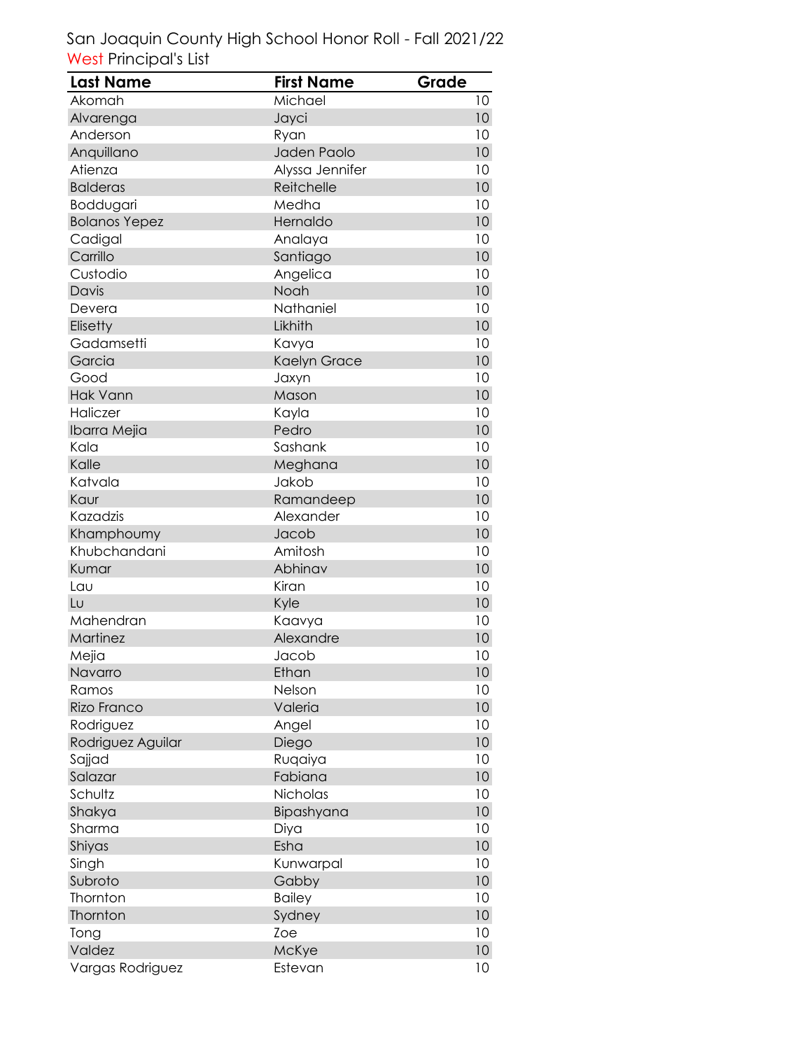San Joaquin County High School Honor Roll - Fall 2021/22

West Principal's List

| Last Name | First Name | Grade |
|---|---|---|
| Akomah | Michael | 10 |
| Alvarenga | Jayci | 10 |
| Anderson | Ryan | 10 |
| Anquillano | Jaden Paolo | 10 |
| Atienza | Alyssa Jennifer | 10 |
| Balderas | Reitchelle | 10 |
| Boddugari | Medha | 10 |
| Bolanos Yepez | Hernaldo | 10 |
| Cadigal | Analaya | 10 |
| Carrillo | Santiago | 10 |
| Custodio | Angelica | 10 |
| Davis | Noah | 10 |
| Devera | Nathaniel | 10 |
| Elisetty | Likhith | 10 |
| Gadamsetti | Kavya | 10 |
| Garcia | Kaelyn Grace | 10 |
| Good | Jaxyn | 10 |
| Hak Vann | Mason | 10 |
| Haliczer | Kayla | 10 |
| Ibarra Mejia | Pedro | 10 |
| Kala | Sashank | 10 |
| Kalle | Meghana | 10 |
| Katvala | Jakob | 10 |
| Kaur | Ramandeep | 10 |
| Kazadzis | Alexander | 10 |
| Khamphoumy | Jacob | 10 |
| Khubchandani | Amitosh | 10 |
| Kumar | Abhinav | 10 |
| Lau | Kiran | 10 |
| Lu | Kyle | 10 |
| Mahendran | Kaavya | 10 |
| Martinez | Alexandre | 10 |
| Mejia | Jacob | 10 |
| Navarro | Ethan | 10 |
| Ramos | Nelson | 10 |
| Rizo Franco | Valeria | 10 |
| Rodriguez | Angel | 10 |
| Rodriguez Aguilar | Diego | 10 |
| Sajjad | Ruqaiya | 10 |
| Salazar | Fabiana | 10 |
| Schultz | Nicholas | 10 |
| Shakya | Bipashyana | 10 |
| Sharma | Diya | 10 |
| Shiyas | Esha | 10 |
| Singh | Kunwarpal | 10 |
| Subroto | Gabby | 10 |
| Thornton | Bailey | 10 |
| Thornton | Sydney | 10 |
| Tong | Zoe | 10 |
| Valdez | McKye | 10 |
| Vargas Rodriguez | Estevan | 10 |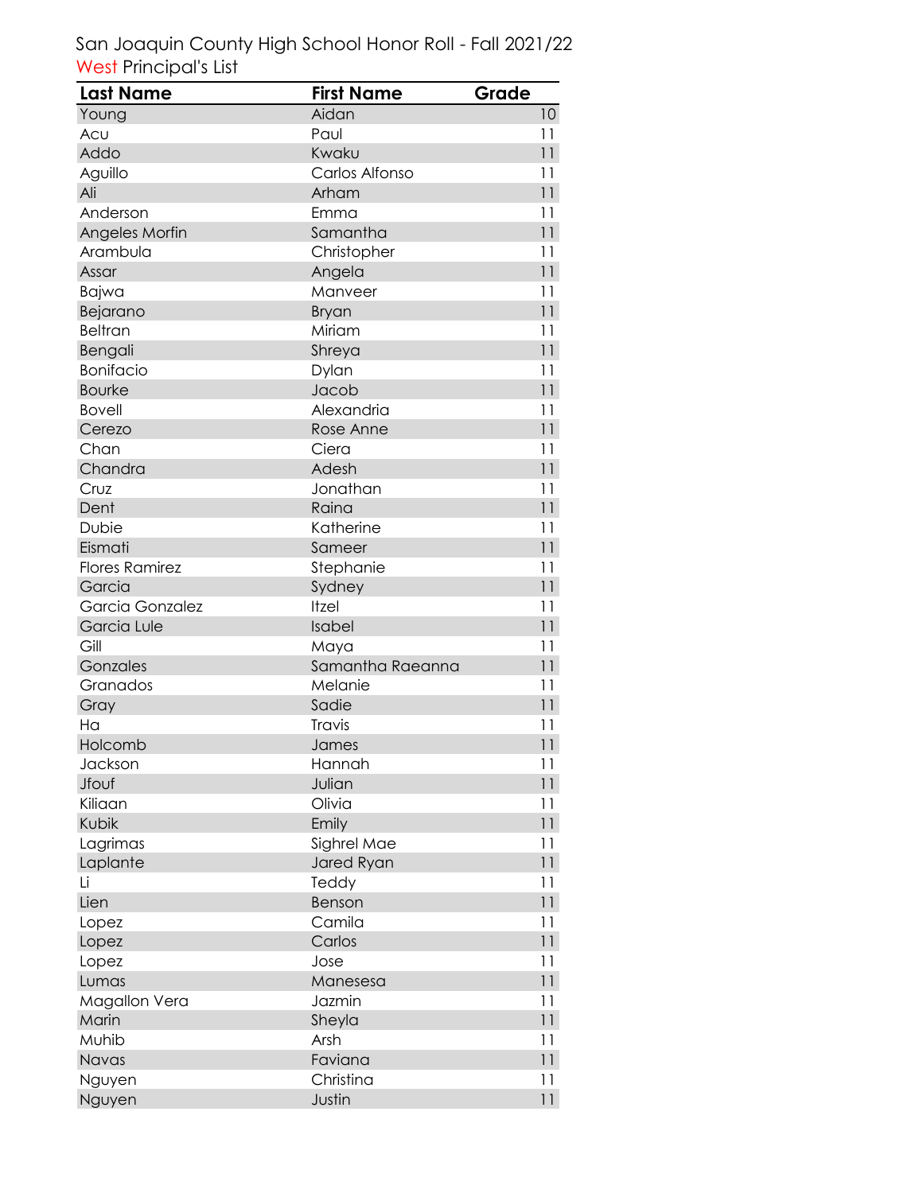San Joaquin County High School Honor Roll - Fall 2021/22

West Principal's List

| Last Name | First Name | Grade |
| --- | --- | --- |
| Young | Aidan | 10 |
| Acu | Paul | 11 |
| Addo | Kwaku | 11 |
| Aguillo | Carlos Alfonso | 11 |
| Ali | Arham | 11 |
| Anderson | Emma | 11 |
| Angeles Morfin | Samantha | 11 |
| Arambula | Christopher | 11 |
| Assar | Angela | 11 |
| Bajwa | Manveer | 11 |
| Bejarano | Bryan | 11 |
| Beltran | Miriam | 11 |
| Bengali | Shreya | 11 |
| Bonifacio | Dylan | 11 |
| Bourke | Jacob | 11 |
| Bovell | Alexandria | 11 |
| Cerezo | Rose Anne | 11 |
| Chan | Ciera | 11 |
| Chandra | Adesh | 11 |
| Cruz | Jonathan | 11 |
| Dent | Raina | 11 |
| Dubie | Katherine | 11 |
| Eismati | Sameer | 11 |
| Flores Ramirez | Stephanie | 11 |
| Garcia | Sydney | 11 |
| Garcia Gonzalez | Itzel | 11 |
| Garcia Lule | Isabel | 11 |
| Gill | Maya | 11 |
| Gonzales | Samantha Raeanna | 11 |
| Granados | Melanie | 11 |
| Gray | Sadie | 11 |
| Ha | Travis | 11 |
| Holcomb | James | 11 |
| Jackson | Hannah | 11 |
| Jfouf | Julian | 11 |
| Kiliaan | Olivia | 11 |
| Kubik | Emily | 11 |
| Lagrimas | Sighrel Mae | 11 |
| Laplante | Jared Ryan | 11 |
| Li | Teddy | 11 |
| Lien | Benson | 11 |
| Lopez | Camila | 11 |
| Lopez | Carlos | 11 |
| Lopez | Jose | 11 |
| Lumas | Manesesa | 11 |
| Magallon Vera | Jazmin | 11 |
| Marin | Sheyla | 11 |
| Muhib | Arsh | 11 |
| Navas | Faviana | 11 |
| Nguyen | Christina | 11 |
| Nguyen | Justin | 11 |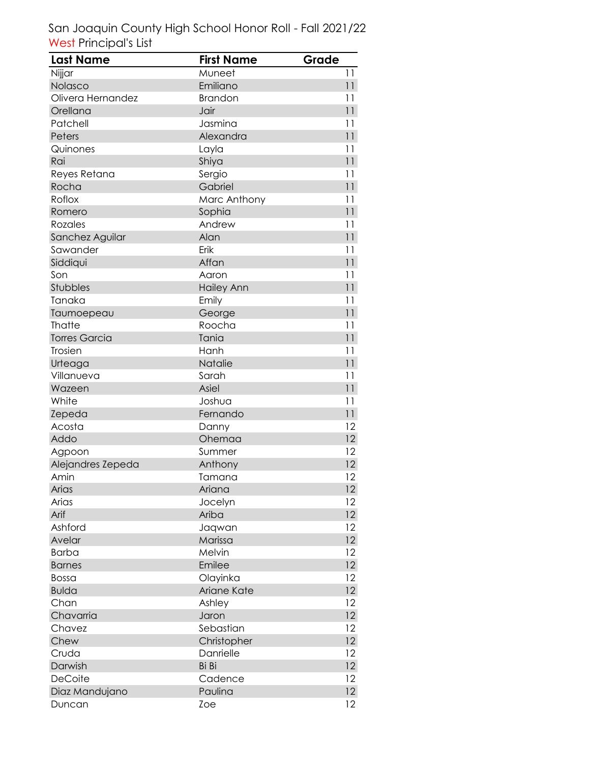San Joaquin County High School Honor Roll - Fall 2021/22

West Principal's List

| Last Name | First Name | Grade |
|---|---|---|
| Nijjar | Muneet | 11 |
| Nolasco | Emiliano | 11 |
| Olivera Hernandez | Brandon | 11 |
| Orellana | Jair | 11 |
| Patchell | Jasmina | 11 |
| Peters | Alexandra | 11 |
| Quinones | Layla | 11 |
| Rai | Shiya | 11 |
| Reyes Retana | Sergio | 11 |
| Rocha | Gabriel | 11 |
| Roflox | Marc Anthony | 11 |
| Romero | Sophia | 11 |
| Rozales | Andrew | 11 |
| Sanchez Aguilar | Alan | 11 |
| Sawander | Erik | 11 |
| Siddiqui | Affan | 11 |
| Son | Aaron | 11 |
| Stubbles | Hailey Ann | 11 |
| Tanaka | Emily | 11 |
| Taumoepeau | George | 11 |
| Thatte | Roocha | 11 |
| Torres Garcia | Tania | 11 |
| Trosien | Hanh | 11 |
| Urteaga | Natalie | 11 |
| Villanueva | Sarah | 11 |
| Wazeen | Asiel | 11 |
| White | Joshua | 11 |
| Zepeda | Fernando | 11 |
| Acosta | Danny | 12 |
| Addo | Ohemaa | 12 |
| Agpoon | Summer | 12 |
| Alejandres Zepeda | Anthony | 12 |
| Amin | Tamana | 12 |
| Arias | Ariana | 12 |
| Arias | Jocelyn | 12 |
| Arif | Ariba | 12 |
| Ashford | Jaqwan | 12 |
| Avelar | Marissa | 12 |
| Barba | Melvin | 12 |
| Barnes | Emilee | 12 |
| Bossa | Olayinka | 12 |
| Bulda | Ariane Kate | 12 |
| Chan | Ashley | 12 |
| Chavarria | Jaron | 12 |
| Chavez | Sebastian | 12 |
| Chew | Christopher | 12 |
| Cruda | Danrielle | 12 |
| Darwish | Bi Bi | 12 |
| DeCoite | Cadence | 12 |
| Diaz Mandujano | Paulina | 12 |
| Duncan | Zoe | 12 |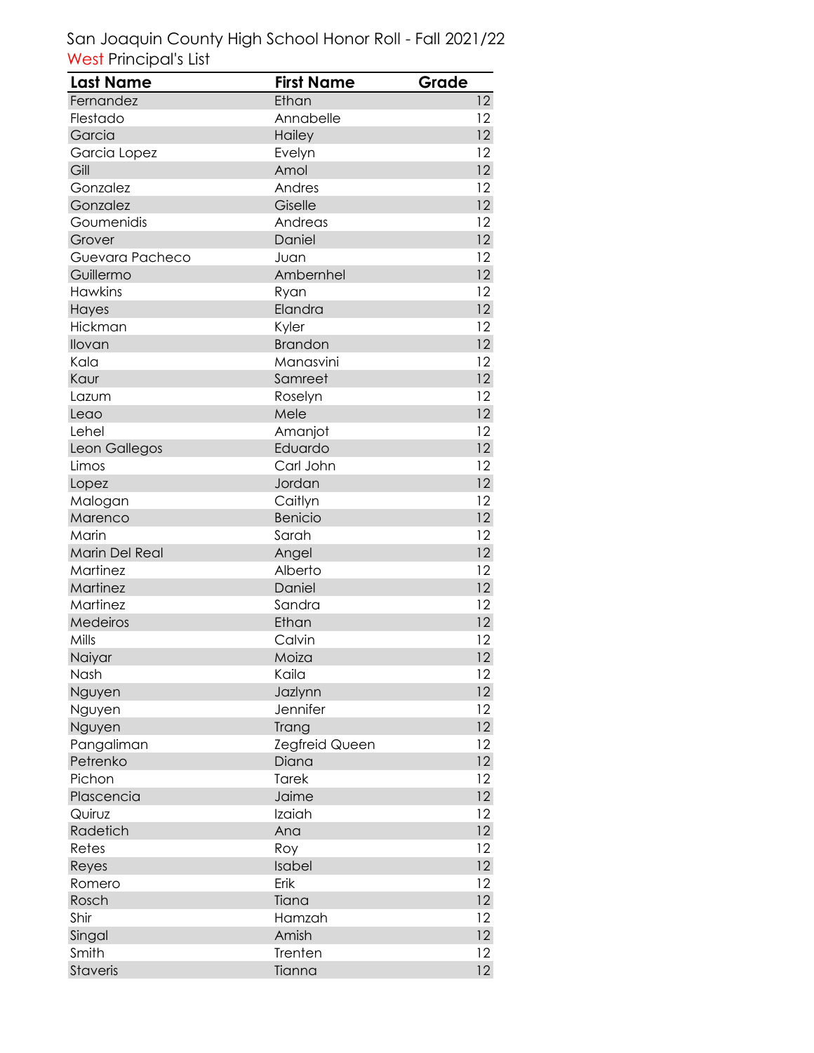San Joaquin County High School Honor Roll - Fall 2021/22

West Principal's List

| Last Name | First Name | Grade |
|---|---|---|
| Fernandez | Ethan | 12 |
| Flestado | Annabelle | 12 |
| Garcia | Hailey | 12 |
| Garcia Lopez | Evelyn | 12 |
| Gill | Amol | 12 |
| Gonzalez | Andres | 12 |
| Gonzalez | Giselle | 12 |
| Goumenidis | Andreas | 12 |
| Grover | Daniel | 12 |
| Guevara Pacheco | Juan | 12 |
| Guillermo | Ambernhel | 12 |
| Hawkins | Ryan | 12 |
| Hayes | Elandra | 12 |
| Hickman | Kyler | 12 |
| Ilovan | Brandon | 12 |
| Kala | Manasvini | 12 |
| Kaur | Samreet | 12 |
| Lazum | Roselyn | 12 |
| Leao | Mele | 12 |
| Lehel | Amanjot | 12 |
| Leon Gallegos | Eduardo | 12 |
| Limos | Carl John | 12 |
| Lopez | Jordan | 12 |
| Malogan | Caitlyn | 12 |
| Marenco | Benicio | 12 |
| Marin | Sarah | 12 |
| Marin Del Real | Angel | 12 |
| Martinez | Alberto | 12 |
| Martinez | Daniel | 12 |
| Martinez | Sandra | 12 |
| Medeiros | Ethan | 12 |
| Mills | Calvin | 12 |
| Naiyar | Moiza | 12 |
| Nash | Kaila | 12 |
| Nguyen | Jazlynn | 12 |
| Nguyen | Jennifer | 12 |
| Nguyen | Trang | 12 |
| Pangaliman | Zegfreid Queen | 12 |
| Petrenko | Diana | 12 |
| Pichon | Tarek | 12 |
| Plascencia | Jaime | 12 |
| Quiruz | Izaiah | 12 |
| Radetich | Ana | 12 |
| Retes | Roy | 12 |
| Reyes | Isabel | 12 |
| Romero | Erik | 12 |
| Rosch | Tiana | 12 |
| Shir | Hamzah | 12 |
| Singal | Amish | 12 |
| Smith | Trenten | 12 |
| Staveris | Tianna | 12 |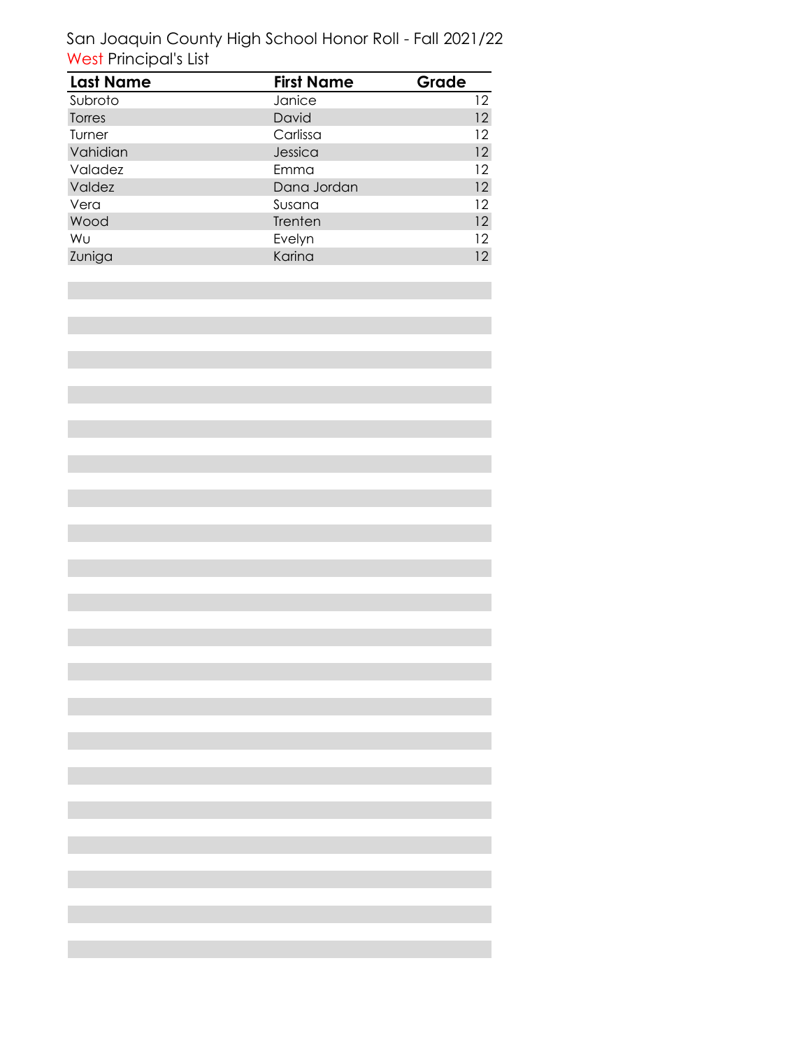San Joaquin County High School Honor Roll - Fall 2021/22

West Principal's List

| Last Name | First Name | Grade |
|---|---|---|
| Subroto | Janice | 12 |
| Torres | David | 12 |
| Turner | Carlissa | 12 |
| Vahidian | Jessica | 12 |
| Valadez | Emma | 12 |
| Valdez | Dana Jordan | 12 |
| Vera | Susana | 12 |
| Wood | Trenten | 12 |
| Wu | Evelyn | 12 |
| Zuniga | Karina | 12 |